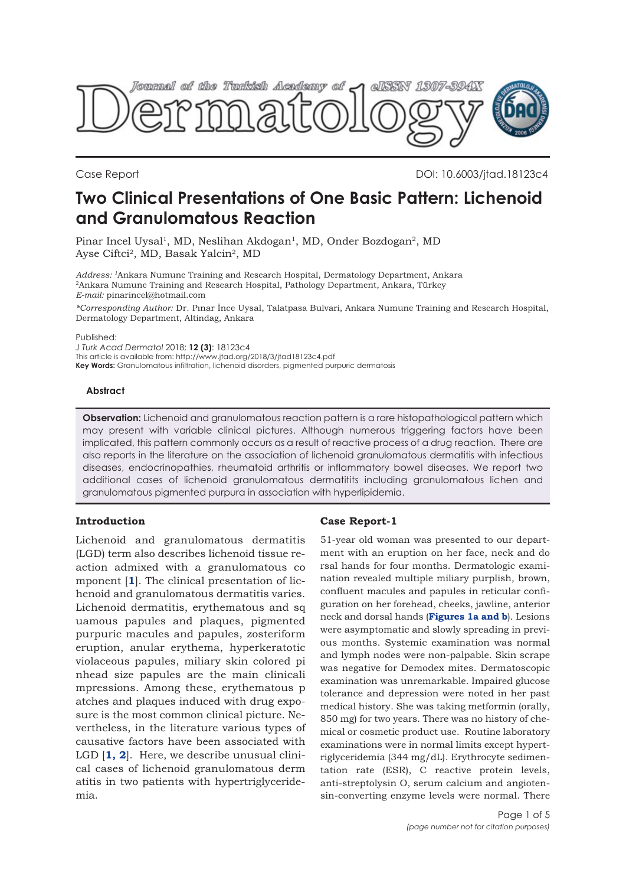Case Report

DOI: 10.6003/jtad.18123c4

# Two Clinical Presentations of One Basic Pattern: Lichenoid and Granulomatous Reaction

Pinar Incel Uysal[1], MD, Neslihan Akdogan[1], MD, Onder Bozdogan[2], MD
Ayse Ciftci[2], MD, Basak Yalcin[2], MD

*Address:* [1]Ankara Numune Training and Research Hospital, Dermatology Department, Ankara
[2]Ankara Numune Training and Research Hospital, Pathology Department, Ankara, Türkey
*E-mail:* pinarincel@hotmail.com

*\*Corresponding Author:* Dr. Pınar İnce Uysal, Talatpasa Bulvari, Ankara Numune Training and Research Hospital, Dermatology Department, Altindag, Ankara

Published:
*J Turk Acad Dermatol* 2018; **12 (3)**: 18123c4
This article is available from: http://www.jtad.org/2018/3/jtad18123c4.pdf
**Key Words:** Granulomatous infiltration, lichenoid disorders, pigmented purpuric dermatosis

## Abstract

**Observation:** Lichenoid and granulomatous reaction pattern is a rare histopathological pattern which may present with variable clinical pictures. Although numerous triggering factors have been implicated, this pattern commonly occurs as a result of reactive process of a drug reaction. There are also reports in the literature on the association of lichenoid granulomatous dermatitis with infectious diseases, endocrinopathies, rheumatoid arthritis or inflammatory bowel diseases. We report two additional cases of lichenoid granulomatous dermatitits including granulomatous lichen and granulomatous pigmented purpura in association with hyperlipidemia.

## Introduction

Lichenoid and granulomatous dermatitis (LGD) term also describes lichenoid tissue reaction admixed with a granulomatous component [1]. The clinical presentation of lichenoid and granulomatous dermatitis varies. Lichenoid dermatitis, erythematous and squamous papules and plaques, pigmented purpuric macules and papules, zosteriform eruption, anular erythema, hyperkeratotic violaceous papules, miliary skin colored pinhead size papules are the main clinical impressions. Among these, erythematous patches and plaques induced with drug exposure is the most common clinical picture. Nevertheless, in the literature various types of causative factors have been associated with LGD [1, 2]. Here, we describe unusual clinical cases of lichenoid granulomatous dermatitis in two patients with hypertriglyceridemia.

## Case Report-1

51-year old woman was presented to our department with an eruption on her face, neck and dorsal hands for four months. Dermatologic examination revealed multiple miliary purplish, brown, confluent macules and papules in reticular configuration on her forehead, cheeks, jawline, anterior neck and dorsal hands (**Figures 1a and b**). Lesions were asymptomatic and slowly spreading in previous months. Systemic examination was normal and lymph nodes were non-palpable. Skin scrape was negative for Demodex mites. Dermatoscopic examination was unremarkable. Impaired glucose tolerance and depression were noted in her past medical history. She was taking metformin (orally, 850 mg) for two years. There was no history of chemical or cosmetic product use. Routine laboratory examinations were in normal limits except hypertriglyceridemia (344 mg/dL). Erythrocyte sedimentation rate (ESR), C reactive protein levels, anti-streptolysin O, serum calcium and angiotensin-converting enzyme levels were normal. There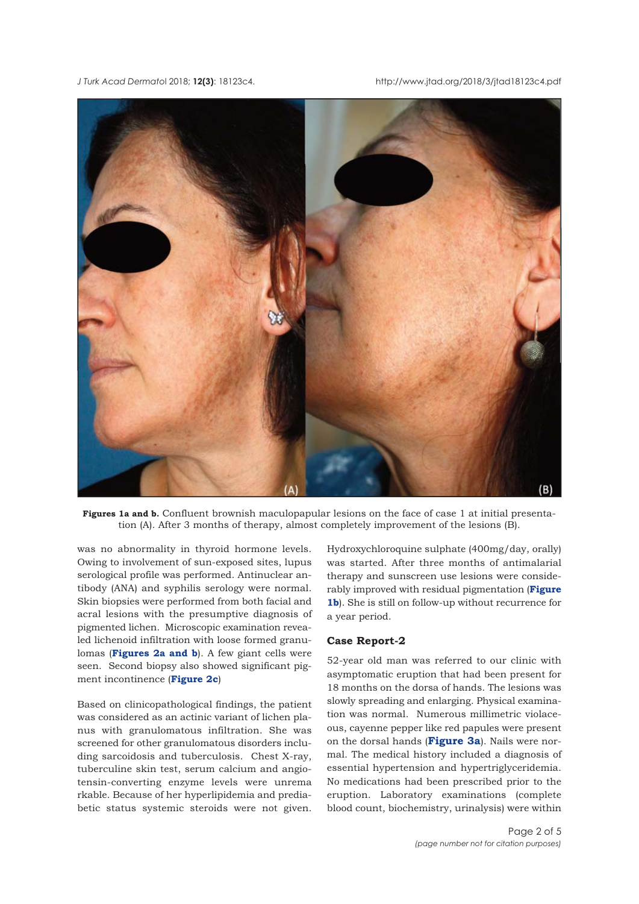**Figures 1a and b.** Confluent brownish maculopapular lesions on the face of case 1 at initial presentation (A). After 3 months of therapy, almost completely improvement of the lesions (B).

was no abnormality in thyroid hormone levels. Owing to involvement of sun-exposed sites, lupus serological profile was performed. Antinuclear antibody (ANA) and syphilis serology were normal. Skin biopsies were performed from both facial and acral lesions with the presumptive diagnosis of pigmented lichen. Microscopic examination revealed lichenoid infiltration with loose formed granulomas (**Figures 2a and b**). A few giant cells were seen. Second biopsy also showed significant pigment incontinence (**Figure 2c**)

Based on clinicopathological findings, the patient was considered as an actinic variant of lichen planus with granulomatous infiltration. She was screened for other granulomatous disorders including sarcoidosis and tuberculosis. Chest X-ray, tuberculine skin test, serum calcium and angiotensin-converting enzyme levels were unremarkable. Because of her hyperlipidemia and prediabetic status systemic steroids were not given. Hydroxychloroquine sulphate (400mg/day, orally) was started. After three months of antimalarial therapy and sunscreen use lesions were considerably improved with residual pigmentation (**Figure 1b**). She is still on follow-up without recurrence for a year period.

### Case Report-2

52-year old man was referred to our clinic with asymptomatic eruption that had been present for 18 months on the dorsa of hands. The lesions was slowly spreading and enlarging. Physical examination was normal. Numerous millimetric violaceous, cayenne pepper like red papules were present on the dorsal hands (**Figure 3a**). Nails were normal. The medical history included a diagnosis of essential hypertension and hypertriglyceridemia. No medications had been prescribed prior to the eruption. Laboratory examinations (complete blood count, biochemistry, urinalysis) were within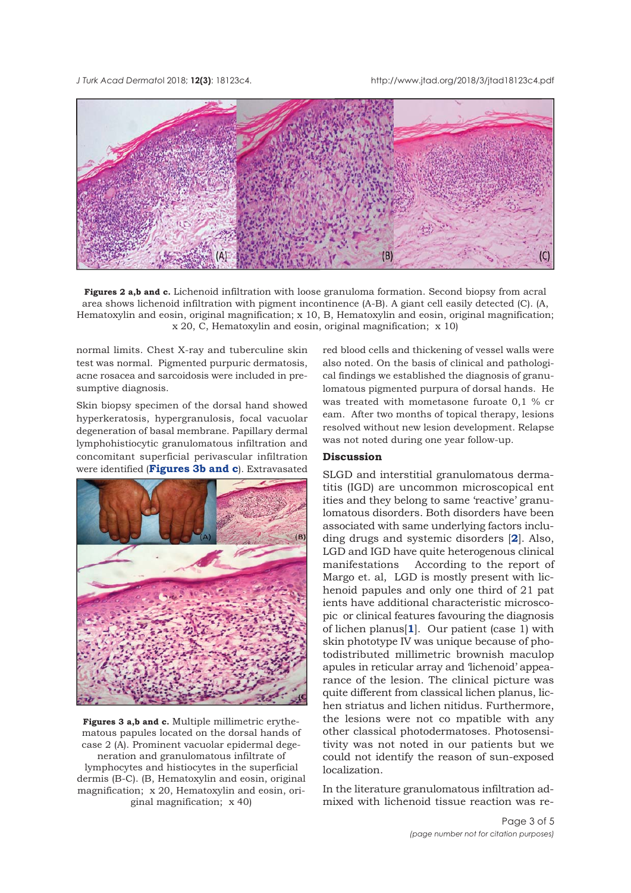**Figures 2 a,b and c.** Lichenoid infiltration with loose granuloma formation. Second biopsy from acral area shows lichenoid infiltration with pigment incontinence (A-B). A giant cell easily detected (C). (A, Hematoxylin and eosin, original magnification; x 10, B, Hematoxylin and eosin, original magnification; x 20, C, Hematoxylin and eosin, original magnification; x 10)

normal limits. Chest X-ray and tuberculine skin test was normal. Pigmented purpuric dermatosis, acne rosacea and sarcoidosis were included in presumptive diagnosis.

Skin biopsy specimen of the dorsal hand showed hyperkeratosis, hypergranulosis, focal vacuolar degeneration of basal membrane. Papillary dermal lymphohistiocytic granulomatous infiltration and concomitant superficial perivascular infiltration were identified (**Figures 3b and c**). Extravasated red blood cells and thickening of vessel walls were also noted. On the basis of clinical and pathological findings we established the diagnosis of granulomatous pigmented purpura of dorsal hands. He was treated with mometasone furoate 0,1 % cream. After two months of topical therapy, lesions resolved without new lesion development. Relapse was not noted during one year follow-up.

**Figures 3 a,b and c.** Multiple millimetric erythematous papules located on the dorsal hands of case 2 (A). Prominent vacuolar epidermal degeneration and granulomatous infiltrate of lymphocytes and histiocytes in the superficial dermis (B-C). (B, Hematoxylin and eosin, original magnification; x 20, Hematoxylin and eosin, original magnification; x 40)

## Discussion

SLGD and interstitial granulomatous dermatitis (IGD) are uncommon microscopical entities and they belong to same 'reactive' granulomatous disorders. Both disorders have been associated with same underlying factors including drugs and systemic disorders [2]. Also, LGD and IGD have quite heterogenous clinical manifestations According to the report of Margo et. al, LGD is mostly present with lichenoid papules and only one third of 21 patients have additional characteristic microscopic or clinical features favouring the diagnosis of lichen planus[1]. Our patient (case 1) with skin phototype IV was unique because of photodistributed millimetric brownish maculopapules in reticular array and 'lichenoid' appearance of the lesion. The clinical picture was quite different from classical lichen planus, lichen striatus and lichen nitidus. Furthermore, the lesions were not compatible with any other classical photodermatoses. Photosensitivity was not noted in our patients but we could not identify the reason of sun-exposed localization.

In the literature granulomatous infiltration admixed with lichenoid tissue reaction was re-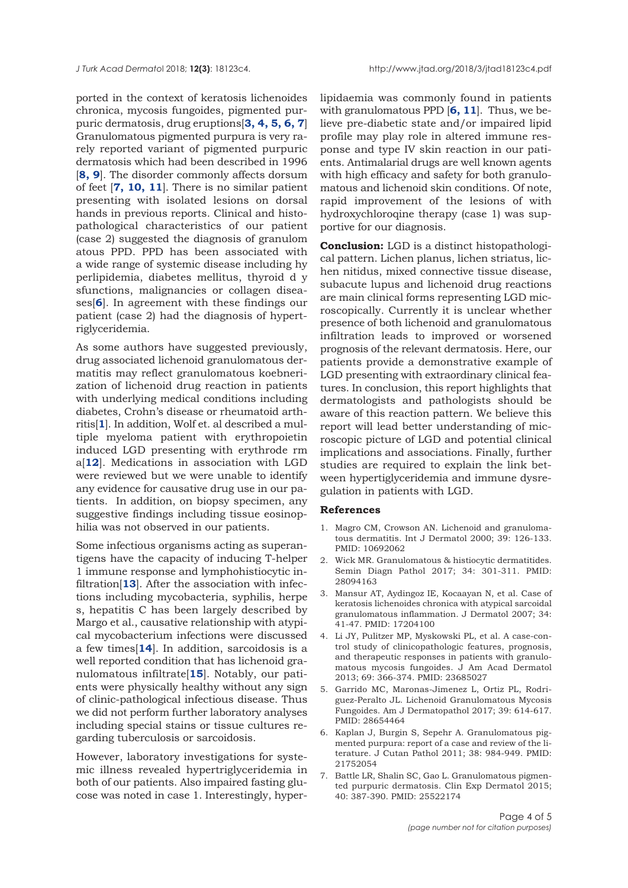ported in the context of keratosis lichenoides chronica, mycosis fungoides, pigmented purpuric dermatosis, drug eruptions[**3, 4, 5, 6, 7**] Granulomatous pigmented purpura is very rarely reported variant of pigmented purpuric dermatosis which had been described in 1996 [**8, 9**]. The disorder commonly affects dorsum of feet [**7, 10, 11**]. There is no similar patient presenting with isolated lesions on dorsal hands in previous reports. Clinical and histopathological characteristics of our patient (case 2) suggested the diagnosis of granulom atous PPD. PPD has been associated with a wide range of systemic disease including hy perlipidemia, diabetes mellitus, thyroid d y sfunctions, malignancies or collagen diseases[**6**]. In agreement with these findings our patient (case 2) had the diagnosis of hypertriglyceridemia.

As some authors have suggested previously, drug associated lichenoid granulomatous dermatitis may reflect granulomatous koebnerization of lichenoid drug reaction in patients with underlying medical conditions including diabetes, Crohn's disease or rheumatoid arthritis[**1**]. In addition, Wolf et. al described a multiple myeloma patient with erythropoietin induced LGD presenting with erythrode rm a[**12**]. Medications in association with LGD were reviewed but we were unable to identify any evidence for causative drug use in our patients. In addition, on biopsy specimen, any suggestive findings including tissue eosinophilia was not observed in our patients.

Some infectious organisms acting as superantigens have the capacity of inducing T-helper 1 immune response and lymphohistiocytic infiltration[**13**]. After the association with infections including mycobacteria, syphilis, herpe s, hepatitis C has been largely described by Margo et al., causative relationship with atypical mycobacterium infections were discussed a few times[**14**]. In addition, sarcoidosis is a well reported condition that has lichenoid granulomatous infiltrate[**15**]. Notably, our patients were physically healthy without any sign of clinic-pathological infectious disease. Thus we did not perform further laboratory analyses including special stains or tissue cultures regarding tuberculosis or sarcoidosis.

However, laboratory investigations for systemic illness revealed hypertriglyceridemia in both of our patients. Also impaired fasting glucose was noted in case 1. Interestingly, hyperlipidaemia was commonly found in patients with granulomatous PPD [**6, 11**]. Thus, we believe pre-diabetic state and/or impaired lipid profile may play role in altered immune response and type IV skin reaction in our patients. Antimalarial drugs are well known agents with high efficacy and safety for both granulomatous and lichenoid skin conditions. Of note, rapid improvement of the lesions of with hydroxychloroqine therapy (case 1) was supportive for our diagnosis.

**Conclusion:** LGD is a distinct histopathological pattern. Lichen planus, lichen striatus, lichen nitidus, mixed connective tissue disease, subacute lupus and lichenoid drug reactions are main clinical forms representing LGD microscopically. Currently it is unclear whether presence of both lichenoid and granulomatous infiltration leads to improved or worsened prognosis of the relevant dermatosis. Here, our patients provide a demonstrative example of LGD presenting with extraordinary clinical features. In conclusion, this report highlights that dermatologists and pathologists should be aware of this reaction pattern. We believe this report will lead better understanding of microscopic picture of LGD and potential clinical implications and associations. Finally, further studies are required to explain the link between hypertiglyceridemia and immune dysregulation in patients with LGD.

### References

1. Magro CM, Crowson AN. Lichenoid and granulomatous dermatitis. Int J Dermatol 2000; 39: 126-133. PMID: 10692062
2. Wick MR. Granulomatous & histiocytic dermatitides. Semin Diagn Pathol 2017; 34: 301-311. PMID: 28094163
3. Mansur AT, Aydingoz IE, Kocaayan N, et al. Case of keratosis lichenoides chronica with atypical sarcoidal granulomatous inflammation. J Dermatol 2007; 34: 41-47. PMID: 17204100
4. Li JY, Pulitzer MP, Myskowski PL, et al. A case-control study of clinicopathologic features, prognosis, and therapeutic responses in patients with granulomatous mycosis fungoides. J Am Acad Dermatol 2013; 69: 366-374. PMID: 23685027
5. Garrido MC, Maronas-Jimenez L, Ortiz PL, Rodriguez-Peralto JL. Lichenoid Granulomatous Mycosis Fungoides. Am J Dermatopathol 2017; 39: 614-617. PMID: 28654464
6. Kaplan J, Burgin S, Sepehr A. Granulomatous pigmented purpura: report of a case and review of the literature. J Cutan Pathol 2011; 38: 984-949. PMID: 21752054
7. Battle LR, Shalin SC, Gao L. Granulomatous pigmented purpuric dermatosis. Clin Exp Dermatol 2015; 40: 387-390. PMID: 25522174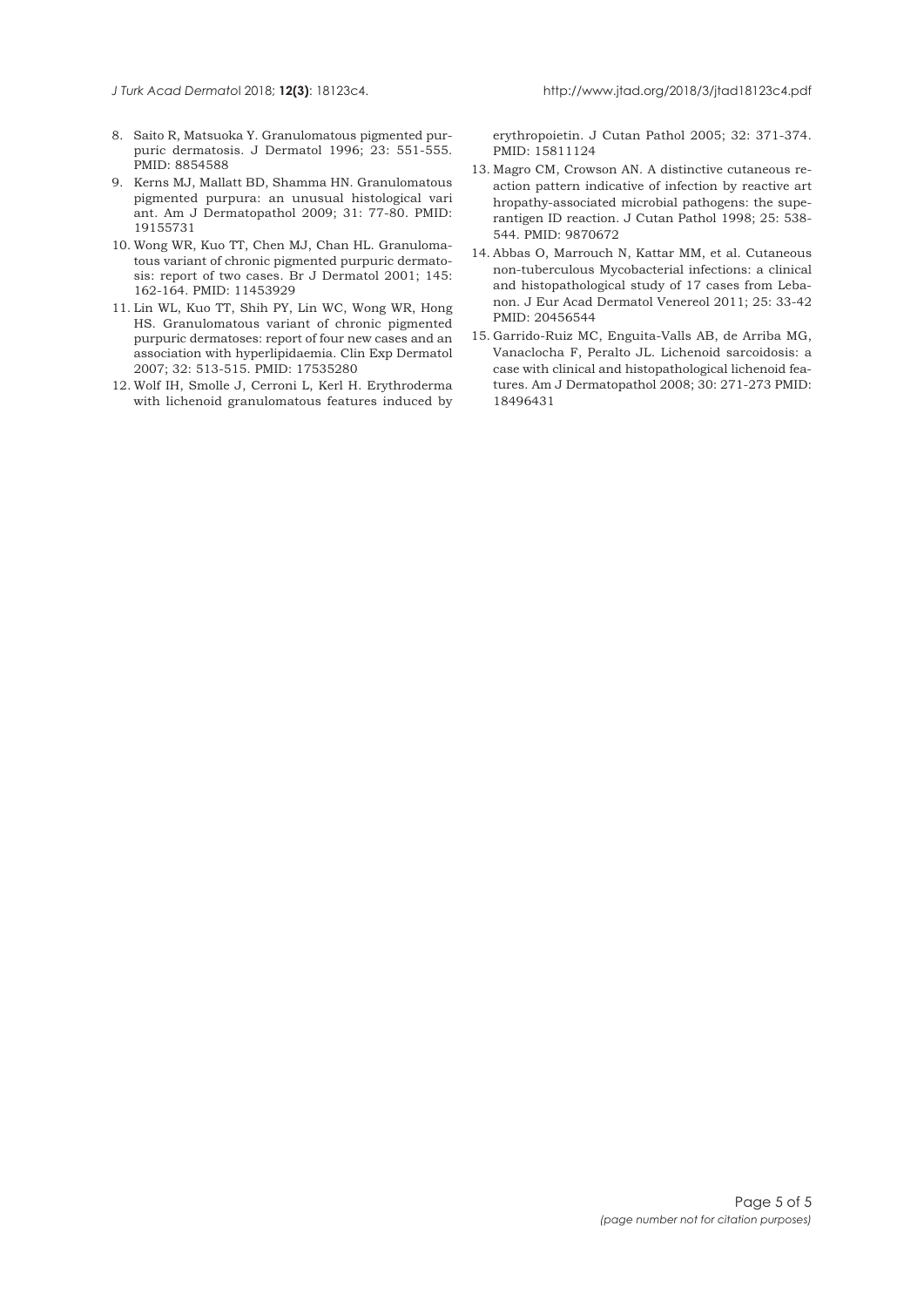8. Saito R, Matsuoka Y. Granulomatous pigmented purpuric dermatosis. J Dermatol 1996; 23: 551-555. PMID: 8854588
9. Kerns MJ, Mallatt BD, Shamma HN. Granulomatous pigmented purpura: an unusual histological variant. Am J Dermatopathol 2009; 31: 77-80. PMID: 19155731
10. Wong WR, Kuo TT, Chen MJ, Chan HL. Granulomatous variant of chronic pigmented purpuric dermatosis: report of two cases. Br J Dermatol 2001; 145: 162-164. PMID: 11453929
11. Lin WL, Kuo TT, Shih PY, Lin WC, Wong WR, Hong HS. Granulomatous variant of chronic pigmented purpuric dermatoses: report of four new cases and an association with hyperlipidaemia. Clin Exp Dermatol 2007; 32: 513-515. PMID: 17535280
12. Wolf IH, Smolle J, Cerroni L, Kerl H. Erythroderma with lichenoid granulomatous features induced by erythropoietin. J Cutan Pathol 2005; 32: 371-374. PMID: 15811124
13. Magro CM, Crowson AN. A distinctive cutaneous reaction pattern indicative of infection by reactive arthropathy-associated microbial pathogens: the superantigen ID reaction. J Cutan Pathol 1998; 25: 538-544. PMID: 9870672
14. Abbas O, Marrouch N, Kattar MM, et al. Cutaneous non-tuberculous Mycobacterial infections: a clinical and histopathological study of 17 cases from Lebanon. J Eur Acad Dermatol Venereol 2011; 25: 33-42 PMID: 20456544
15. Garrido-Ruiz MC, Enguita-Valls AB, de Arriba MG, Vanaclocha F, Peralto JL. Lichenoid sarcoidosis: a case with clinical and histopathological lichenoid features. Am J Dermatopathol 2008; 30: 271-273 PMID: 18496431